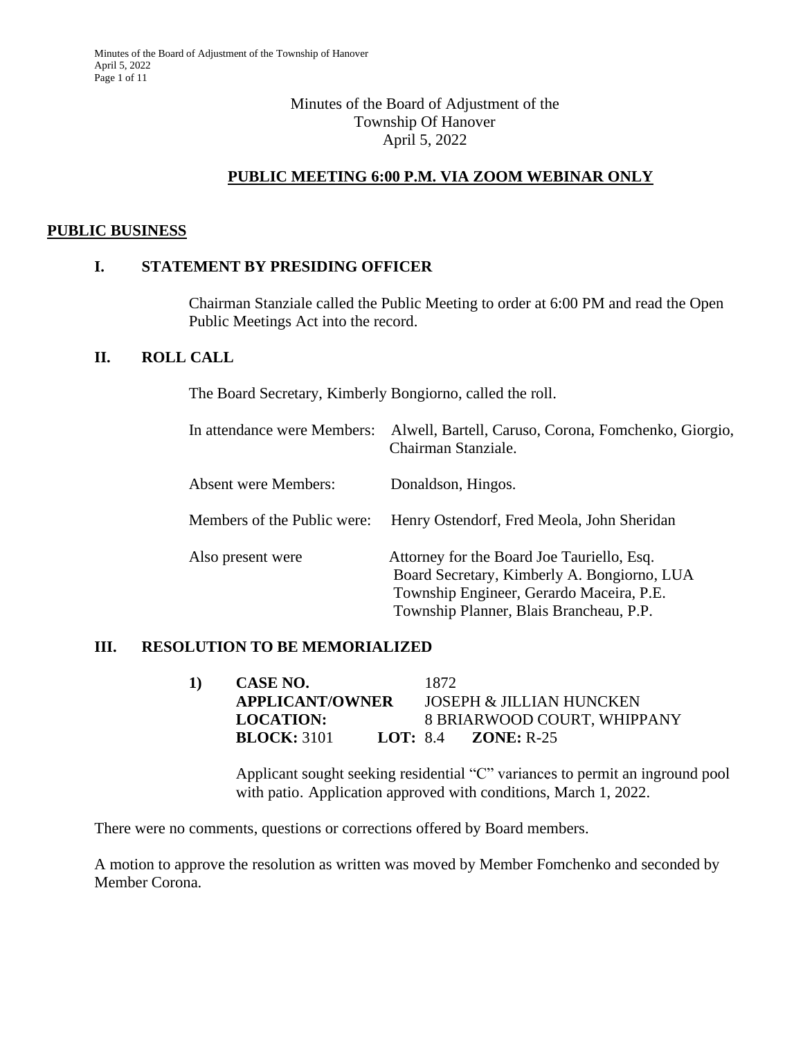# Minutes of the Board of Adjustment of the Township Of Hanover
April 5, 2022

## PUBLIC MEETING 6:00 P.M. VIA ZOOM WEBINAR ONLY

## PUBLIC BUSINESS

### I. STATEMENT BY PRESIDING OFFICER

Chairman Stanziale called the Public Meeting to order at 6:00 PM and read the Open Public Meetings Act into the record.

### II. ROLL CALL

The Board Secretary, Kimberly Bongiorno, called the roll.

In attendance were Members: Alwell, Bartell, Caruso, Corona, Fomchenko, Giorgio, Chairman Stanziale.

Absent were Members: Donaldson, Hingos.

Members of the Public were: Henry Ostendorf, Fred Meola, John Sheridan

Also present were Attorney for the Board Joe Tauriello, Esq.
Board Secretary, Kimberly A. Bongiorno, LUA
Township Engineer, Gerardo Maceira, P.E.
Township Planner, Blais Brancheau, P.P.

### III. RESOLUTION TO BE MEMORIALIZED

1) **CASE NO.** 1872
**APPLICANT/OWNER** JOSEPH & JILLIAN HUNCKEN
**LOCATION:** 8 BRIARWOOD COURT, WHIPPANY
**BLOCK:** 3101 **LOT:** 8.4 **ZONE:** R-25

Applicant sought seeking residential "C" variances to permit an inground pool with patio. Application approved with conditions, March 1, 2022.

There were no comments, questions or corrections offered by Board members.

A motion to approve the resolution as written was moved by Member Fomchenko and seconded by Member Corona.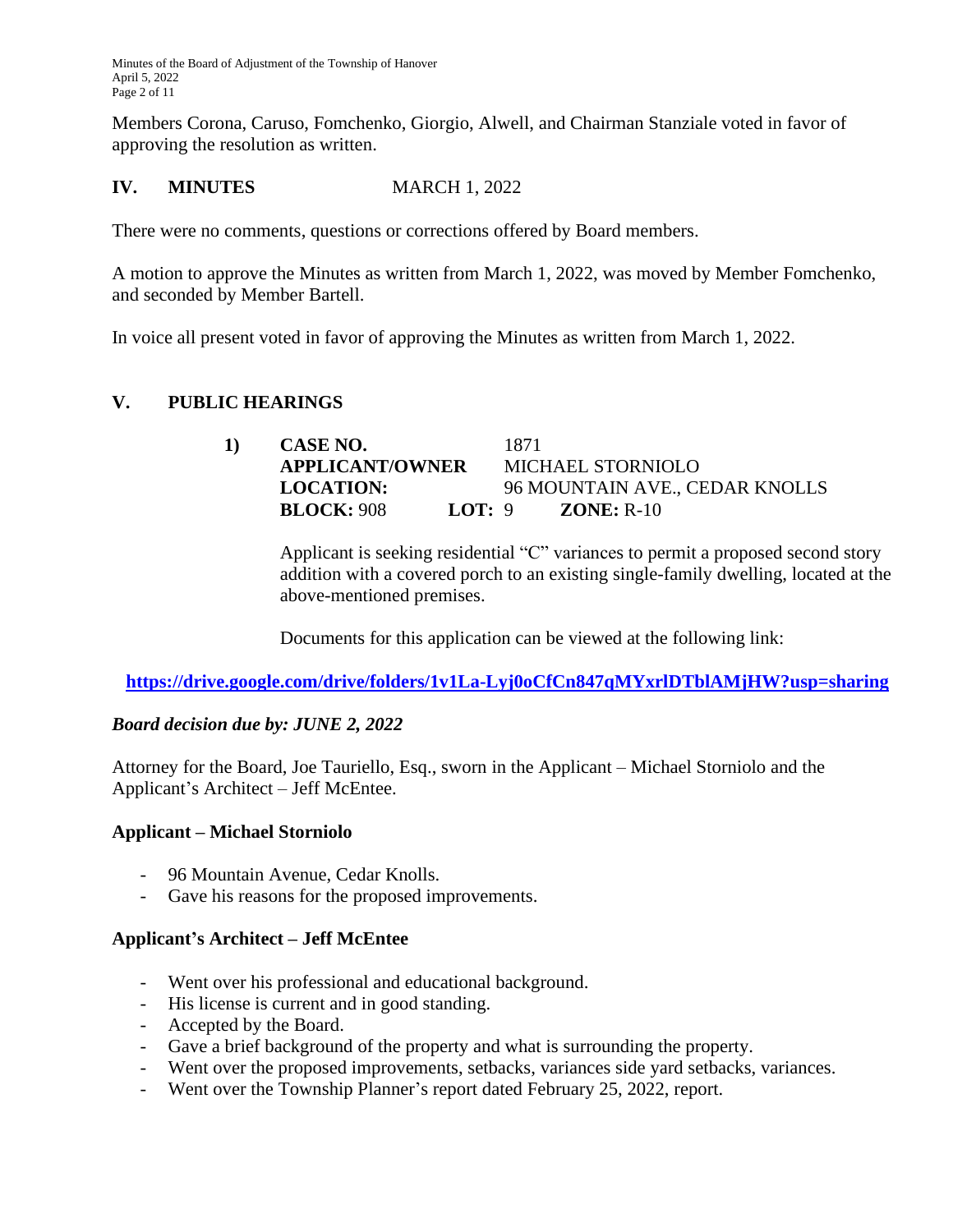Members Corona, Caruso, Fomchenko, Giorgio, Alwell, and Chairman Stanziale voted in favor of approving the resolution as written.

## IV. MINUTES MARCH 1, 2022

There were no comments, questions or corrections offered by Board members.

A motion to approve the Minutes as written from March 1, 2022, was moved by Member Fomchenko, and seconded by Member Bartell.

In voice all present voted in favor of approving the Minutes as written from March 1, 2022.

## V. PUBLIC HEARINGS

**1) CASE NO.** 1871
**APPLICANT/OWNER** MICHAEL STORNIOLO
**LOCATION:** 96 MOUNTAIN AVE., CEDAR KNOLLS
**BLOCK:** 908 **LOT:** 9 **ZONE:** R-10

Applicant is seeking residential "C" variances to permit a proposed second story addition with a covered porch to an existing single-family dwelling, located at the above-mentioned premises.

Documents for this application can be viewed at the following link:

**https://drive.google.com/drive/folders/1v1La-Lyj0oCfCn847qMYxrlDTblAMjHW?usp=sharing**

***Board decision due by: JUNE 2, 2022***

Attorney for the Board, Joe Tauriello, Esq., sworn in the Applicant – Michael Storniolo and the Applicant's Architect – Jeff McEntee.

**Applicant – Michael Storniolo**

- 96 Mountain Avenue, Cedar Knolls.
- Gave his reasons for the proposed improvements.

**Applicant's Architect – Jeff McEntee**

- Went over his professional and educational background.
- His license is current and in good standing.
- Accepted by the Board.
- Gave a brief background of the property and what is surrounding the property.
- Went over the proposed improvements, setbacks, variances side yard setbacks, variances.
- Went over the Township Planner's report dated February 25, 2022, report.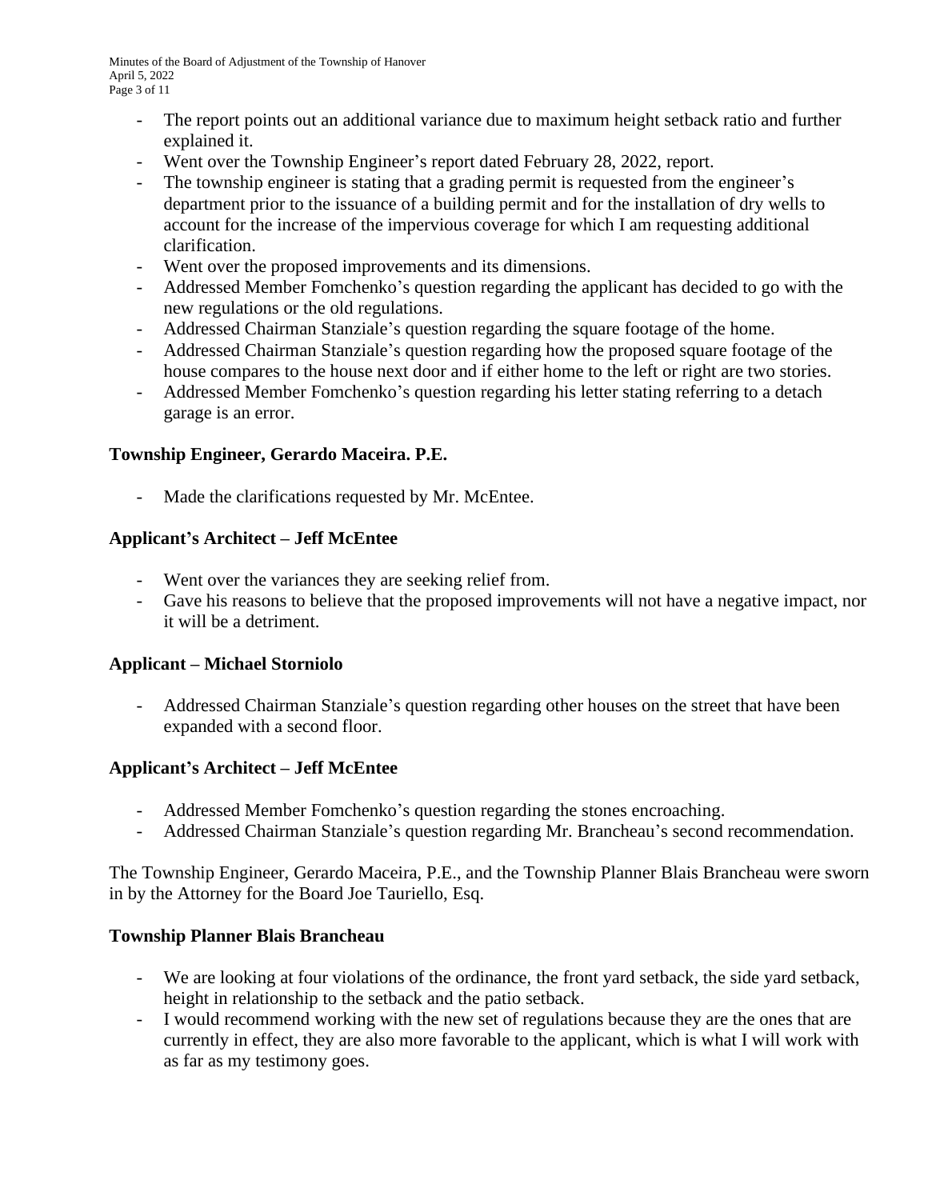- The report points out an additional variance due to maximum height setback ratio and further explained it.
- Went over the Township Engineer's report dated February 28, 2022, report.
- The township engineer is stating that a grading permit is requested from the engineer's department prior to the issuance of a building permit and for the installation of dry wells to account for the increase of the impervious coverage for which I am requesting additional clarification.
- Went over the proposed improvements and its dimensions.
- Addressed Member Fomchenko's question regarding the applicant has decided to go with the new regulations or the old regulations.
- Addressed Chairman Stanziale's question regarding the square footage of the home.
- Addressed Chairman Stanziale's question regarding how the proposed square footage of the house compares to the house next door and if either home to the left or right are two stories.
- Addressed Member Fomchenko's question regarding his letter stating referring to a detach garage is an error.

**Township Engineer, Gerardo Maceira. P.E.**

- Made the clarifications requested by Mr. McEntee.

**Applicant's Architect – Jeff McEntee**

- Went over the variances they are seeking relief from.
- Gave his reasons to believe that the proposed improvements will not have a negative impact, nor it will be a detriment.

**Applicant – Michael Storniolo**

- Addressed Chairman Stanziale's question regarding other houses on the street that have been expanded with a second floor.

**Applicant's Architect – Jeff McEntee**

- Addressed Member Fomchenko's question regarding the stones encroaching.
- Addressed Chairman Stanziale's question regarding Mr. Brancheau's second recommendation.

The Township Engineer, Gerardo Maceira, P.E., and the Township Planner Blais Brancheau were sworn in by the Attorney for the Board Joe Tauriello, Esq.

**Township Planner Blais Brancheau**

- We are looking at four violations of the ordinance, the front yard setback, the side yard setback, height in relationship to the setback and the patio setback.
- I would recommend working with the new set of regulations because they are the ones that are currently in effect, they are also more favorable to the applicant, which is what I will work with as far as my testimony goes.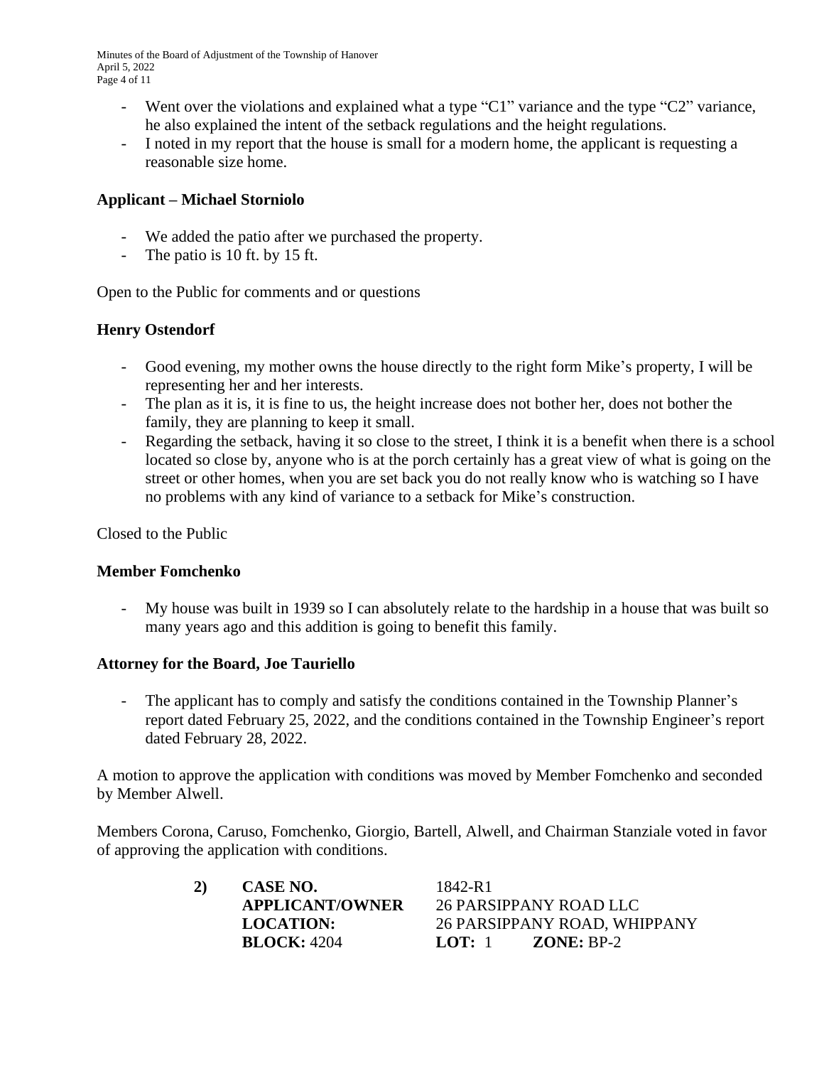- Went over the violations and explained what a type "C1" variance and the type "C2" variance, he also explained the intent of the setback regulations and the height regulations.
- I noted in my report that the house is small for a modern home, the applicant is requesting a reasonable size home.

**Applicant – Michael Storniolo**

- We added the patio after we purchased the property.
- The patio is 10 ft. by 15 ft.

Open to the Public for comments and or questions

**Henry Ostendorf**

- Good evening, my mother owns the house directly to the right form Mike's property, I will be representing her and her interests.
- The plan as it is, it is fine to us, the height increase does not bother her, does not bother the family, they are planning to keep it small.
- Regarding the setback, having it so close to the street, I think it is a benefit when there is a school located so close by, anyone who is at the porch certainly has a great view of what is going on the street or other homes, when you are set back you do not really know who is watching so I have no problems with any kind of variance to a setback for Mike's construction.

Closed to the Public

**Member Fomchenko**

- My house was built in 1939 so I can absolutely relate to the hardship in a house that was built so many years ago and this addition is going to benefit this family.

**Attorney for the Board, Joe Tauriello**

- The applicant has to comply and satisfy the conditions contained in the Township Planner's report dated February 25, 2022, and the conditions contained in the Township Engineer's report dated February 28, 2022.

A motion to approve the application with conditions was moved by Member Fomchenko and seconded by Member Alwell.

Members Corona, Caruso, Fomchenko, Giorgio, Bartell, Alwell, and Chairman Stanziale voted in favor of approving the application with conditions.

**2)** **CASE NO.** 1842-R1
**APPLICANT/OWNER** 26 PARSIPPANY ROAD LLC
**LOCATION:** 26 PARSIPPANY ROAD, WHIPPANY
**BLOCK:** 4204 **LOT:** 1 **ZONE:** BP-2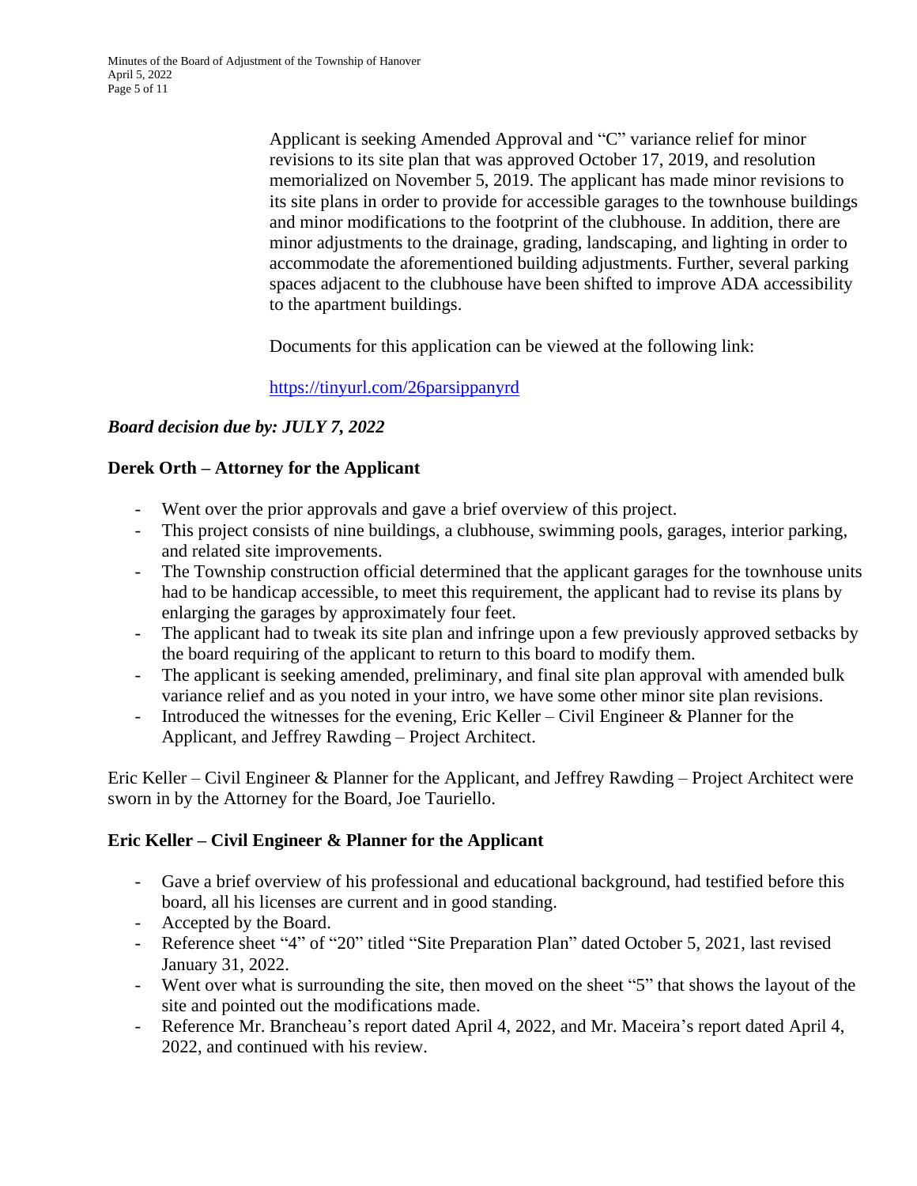Applicant is seeking Amended Approval and "C" variance relief for minor revisions to its site plan that was approved October 17, 2019, and resolution memorialized on November 5, 2019. The applicant has made minor revisions to its site plans in order to provide for accessible garages to the townhouse buildings and minor modifications to the footprint of the clubhouse. In addition, there are minor adjustments to the drainage, grading, landscaping, and lighting in order to accommodate the aforementioned building adjustments. Further, several parking spaces adjacent to the clubhouse have been shifted to improve ADA accessibility to the apartment buildings.

Documents for this application can be viewed at the following link:

https://tinyurl.com/26parsippanyrd

***Board decision due by: JULY 7, 2022***

**Derek Orth – Attorney for the Applicant**

- Went over the prior approvals and gave a brief overview of this project.
- This project consists of nine buildings, a clubhouse, swimming pools, garages, interior parking, and related site improvements.
- The Township construction official determined that the applicant garages for the townhouse units had to be handicap accessible, to meet this requirement, the applicant had to revise its plans by enlarging the garages by approximately four feet.
- The applicant had to tweak its site plan and infringe upon a few previously approved setbacks by the board requiring of the applicant to return to this board to modify them.
- The applicant is seeking amended, preliminary, and final site plan approval with amended bulk variance relief and as you noted in your intro, we have some other minor site plan revisions.
- Introduced the witnesses for the evening, Eric Keller – Civil Engineer & Planner for the Applicant, and Jeffrey Rawding – Project Architect.

Eric Keller – Civil Engineer & Planner for the Applicant, and Jeffrey Rawding – Project Architect were sworn in by the Attorney for the Board, Joe Tauriello.

**Eric Keller – Civil Engineer & Planner for the Applicant**

- Gave a brief overview of his professional and educational background, had testified before this board, all his licenses are current and in good standing.
- Accepted by the Board.
- Reference sheet "4" of "20" titled "Site Preparation Plan" dated October 5, 2021, last revised January 31, 2022.
- Went over what is surrounding the site, then moved on the sheet "5" that shows the layout of the site and pointed out the modifications made.
- Reference Mr. Brancheau's report dated April 4, 2022, and Mr. Maceira's report dated April 4, 2022, and continued with his review.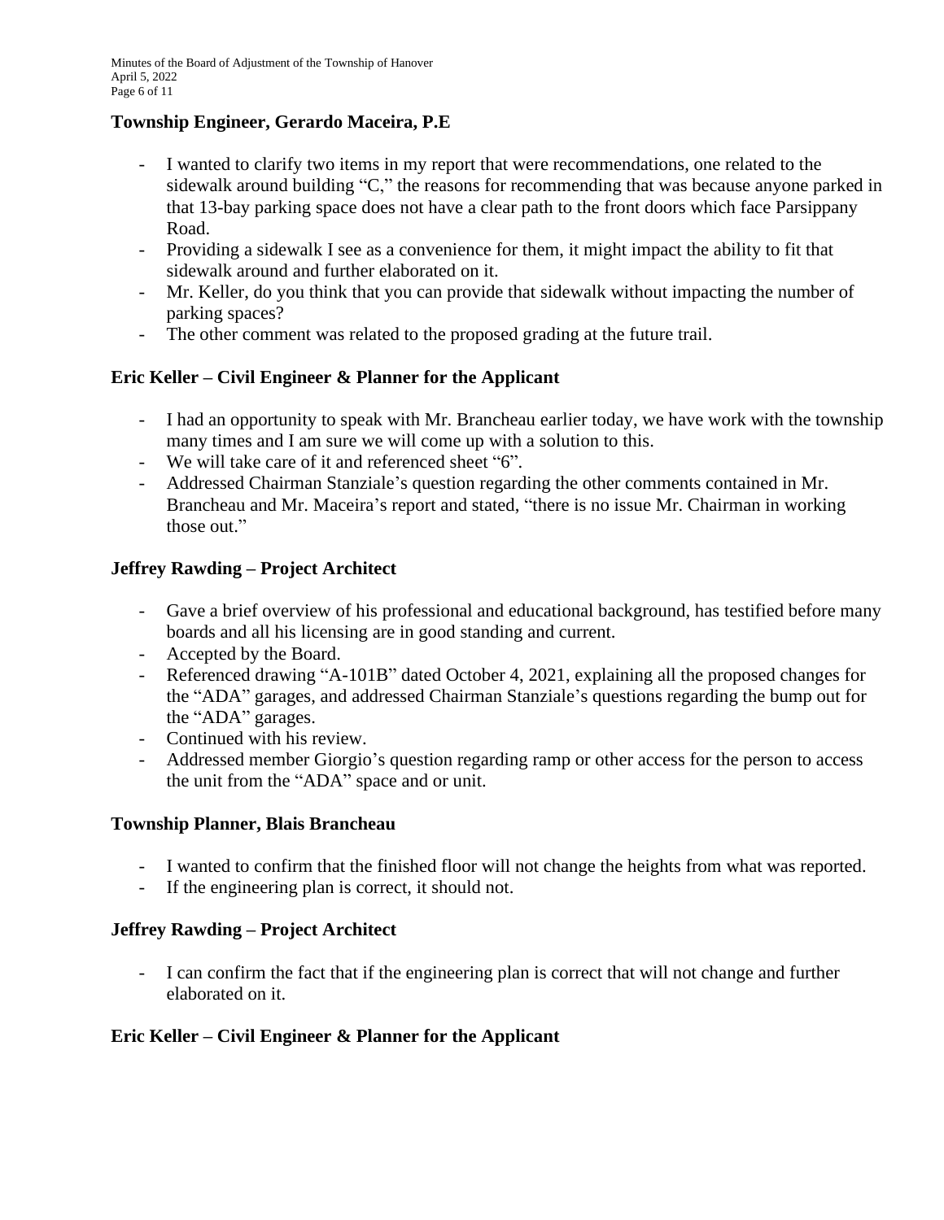**Township Engineer, Gerardo Maceira, P.E**

- I wanted to clarify two items in my report that were recommendations, one related to the sidewalk around building "C," the reasons for recommending that was because anyone parked in that 13-bay parking space does not have a clear path to the front doors which face Parsippany Road.
- Providing a sidewalk I see as a convenience for them, it might impact the ability to fit that sidewalk around and further elaborated on it.
- Mr. Keller, do you think that you can provide that sidewalk without impacting the number of parking spaces?
- The other comment was related to the proposed grading at the future trail.

**Eric Keller – Civil Engineer & Planner for the Applicant**

- I had an opportunity to speak with Mr. Brancheau earlier today, we have work with the township many times and I am sure we will come up with a solution to this.
- We will take care of it and referenced sheet "6".
- Addressed Chairman Stanziale's question regarding the other comments contained in Mr. Brancheau and Mr. Maceira's report and stated, "there is no issue Mr. Chairman in working those out."

**Jeffrey Rawding – Project Architect**

- Gave a brief overview of his professional and educational background, has testified before many boards and all his licensing are in good standing and current.
- Accepted by the Board.
- Referenced drawing "A-101B" dated October 4, 2021, explaining all the proposed changes for the "ADA" garages, and addressed Chairman Stanziale's questions regarding the bump out for the "ADA" garages.
- Continued with his review.
- Addressed member Giorgio's question regarding ramp or other access for the person to access the unit from the "ADA" space and or unit.

**Township Planner, Blais Brancheau**

- I wanted to confirm that the finished floor will not change the heights from what was reported.
- If the engineering plan is correct, it should not.

**Jeffrey Rawding – Project Architect**

- I can confirm the fact that if the engineering plan is correct that will not change and further elaborated on it.

**Eric Keller – Civil Engineer & Planner for the Applicant**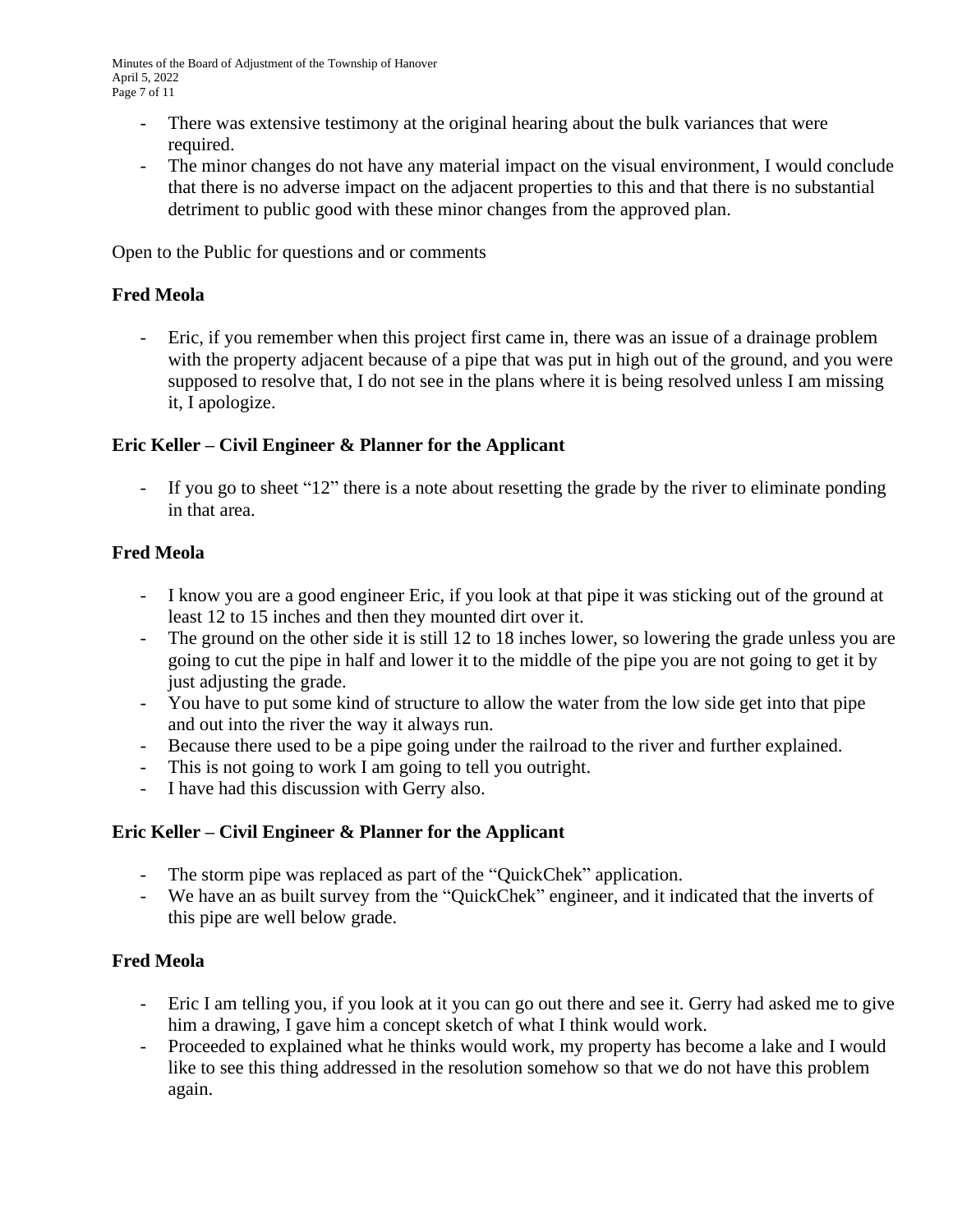- There was extensive testimony at the original hearing about the bulk variances that were required.
- The minor changes do not have any material impact on the visual environment, I would conclude that there is no adverse impact on the adjacent properties to this and that there is no substantial detriment to public good with these minor changes from the approved plan.

Open to the Public for questions and or comments

**Fred Meola**

- Eric, if you remember when this project first came in, there was an issue of a drainage problem with the property adjacent because of a pipe that was put in high out of the ground, and you were supposed to resolve that, I do not see in the plans where it is being resolved unless I am missing it, I apologize.

**Eric Keller – Civil Engineer & Planner for the Applicant**

- If you go to sheet "12" there is a note about resetting the grade by the river to eliminate ponding in that area.

**Fred Meola**

- I know you are a good engineer Eric, if you look at that pipe it was sticking out of the ground at least 12 to 15 inches and then they mounted dirt over it.
- The ground on the other side it is still 12 to 18 inches lower, so lowering the grade unless you are going to cut the pipe in half and lower it to the middle of the pipe you are not going to get it by just adjusting the grade.
- You have to put some kind of structure to allow the water from the low side get into that pipe and out into the river the way it always run.
- Because there used to be a pipe going under the railroad to the river and further explained.
- This is not going to work I am going to tell you outright.
- I have had this discussion with Gerry also.

**Eric Keller – Civil Engineer & Planner for the Applicant**

- The storm pipe was replaced as part of the "QuickChek" application.
- We have an as built survey from the "QuickChek" engineer, and it indicated that the inverts of this pipe are well below grade.

**Fred Meola**

- Eric I am telling you, if you look at it you can go out there and see it. Gerry had asked me to give him a drawing, I gave him a concept sketch of what I think would work.
- Proceeded to explained what he thinks would work, my property has become a lake and I would like to see this thing addressed in the resolution somehow so that we do not have this problem again.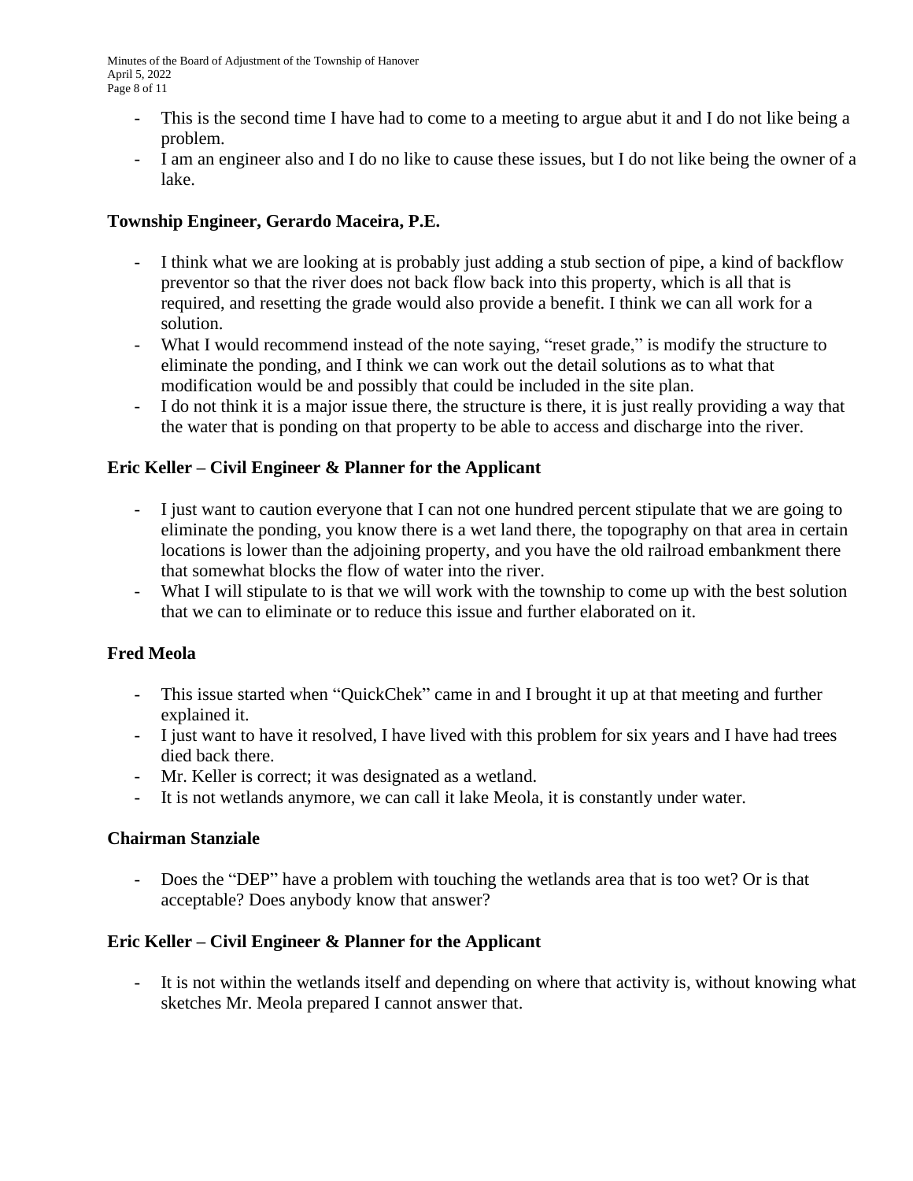- This is the second time I have had to come to a meeting to argue abut it and I do not like being a problem.
- I am an engineer also and I do no like to cause these issues, but I do not like being the owner of a lake.

**Township Engineer, Gerardo Maceira, P.E.**

- I think what we are looking at is probably just adding a stub section of pipe, a kind of backflow preventor so that the river does not back flow back into this property, which is all that is required, and resetting the grade would also provide a benefit. I think we can all work for a solution.
- What I would recommend instead of the note saying, "reset grade," is modify the structure to eliminate the ponding, and I think we can work out the detail solutions as to what that modification would be and possibly that could be included in the site plan.
- I do not think it is a major issue there, the structure is there, it is just really providing a way that the water that is ponding on that property to be able to access and discharge into the river.

**Eric Keller – Civil Engineer & Planner for the Applicant**

- I just want to caution everyone that I can not one hundred percent stipulate that we are going to eliminate the ponding, you know there is a wet land there, the topography on that area in certain locations is lower than the adjoining property, and you have the old railroad embankment there that somewhat blocks the flow of water into the river.
- What I will stipulate to is that we will work with the township to come up with the best solution that we can to eliminate or to reduce this issue and further elaborated on it.

**Fred Meola**

- This issue started when "QuickChek" came in and I brought it up at that meeting and further explained it.
- I just want to have it resolved, I have lived with this problem for six years and I have had trees died back there.
- Mr. Keller is correct; it was designated as a wetland.
- It is not wetlands anymore, we can call it lake Meola, it is constantly under water.

**Chairman Stanziale**

- Does the "DEP" have a problem with touching the wetlands area that is too wet? Or is that acceptable? Does anybody know that answer?

**Eric Keller – Civil Engineer & Planner for the Applicant**

- It is not within the wetlands itself and depending on where that activity is, without knowing what sketches Mr. Meola prepared I cannot answer that.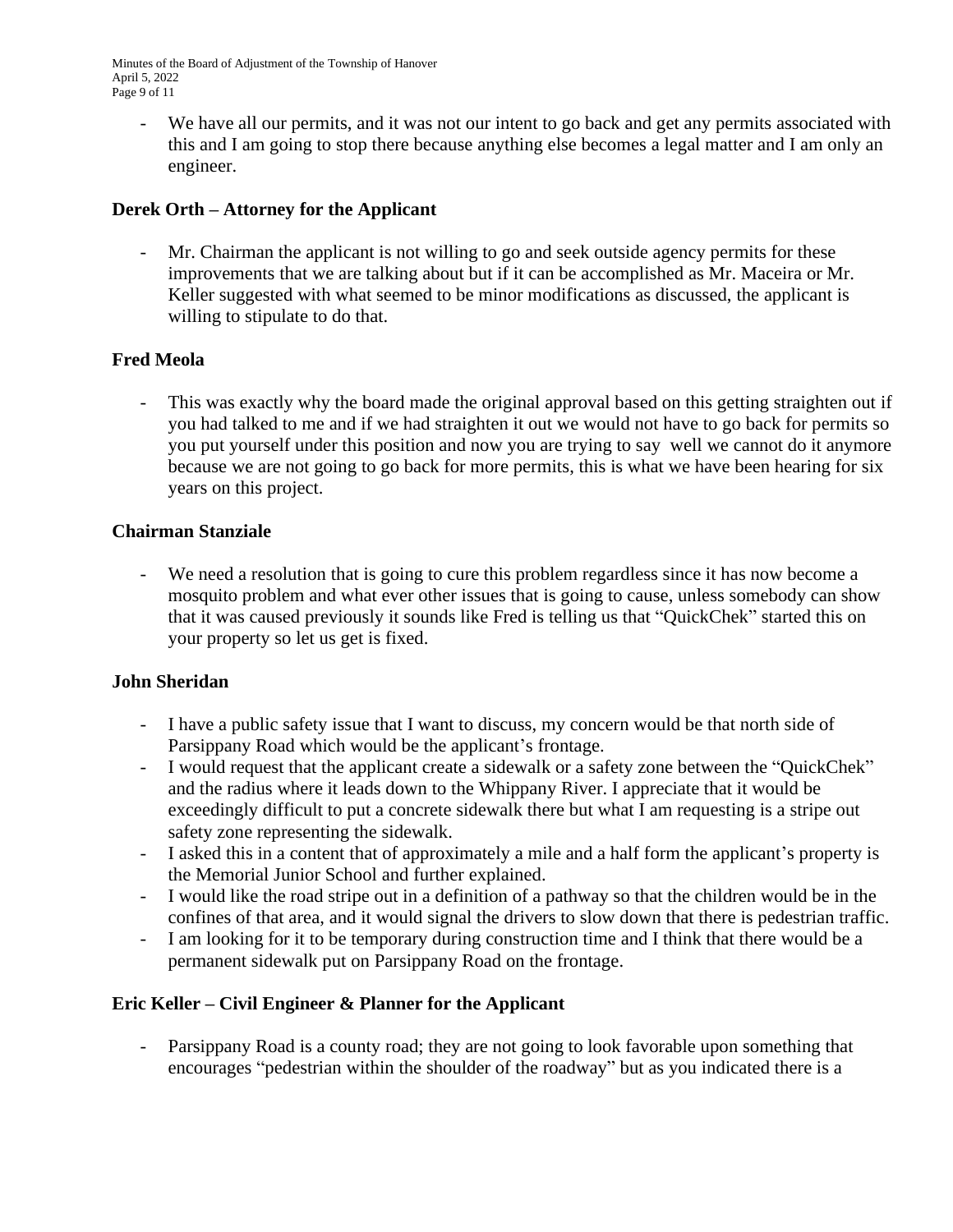- We have all our permits, and it was not our intent to go back and get any permits associated with this and I am going to stop there because anything else becomes a legal matter and I am only an engineer.

**Derek Orth – Attorney for the Applicant**

- Mr. Chairman the applicant is not willing to go and seek outside agency permits for these improvements that we are talking about but if it can be accomplished as Mr. Maceira or Mr. Keller suggested with what seemed to be minor modifications as discussed, the applicant is willing to stipulate to do that.

**Fred Meola**

- This was exactly why the board made the original approval based on this getting straighten out if you had talked to me and if we had straighten it out we would not have to go back for permits so you put yourself under this position and now you are trying to say well we cannot do it anymore because we are not going to go back for more permits, this is what we have been hearing for six years on this project.

**Chairman Stanziale**

- We need a resolution that is going to cure this problem regardless since it has now become a mosquito problem and what ever other issues that is going to cause, unless somebody can show that it was caused previously it sounds like Fred is telling us that "QuickChek" started this on your property so let us get is fixed.

**John Sheridan**

- I have a public safety issue that I want to discuss, my concern would be that north side of Parsippany Road which would be the applicant's frontage.
- I would request that the applicant create a sidewalk or a safety zone between the "QuickChek" and the radius where it leads down to the Whippany River. I appreciate that it would be exceedingly difficult to put a concrete sidewalk there but what I am requesting is a stripe out safety zone representing the sidewalk.
- I asked this in a content that of approximately a mile and a half form the applicant's property is the Memorial Junior School and further explained.
- I would like the road stripe out in a definition of a pathway so that the children would be in the confines of that area, and it would signal the drivers to slow down that there is pedestrian traffic.
- I am looking for it to be temporary during construction time and I think that there would be a permanent sidewalk put on Parsippany Road on the frontage.

**Eric Keller – Civil Engineer & Planner for the Applicant**

- Parsippany Road is a county road; they are not going to look favorable upon something that encourages "pedestrian within the shoulder of the roadway" but as you indicated there is a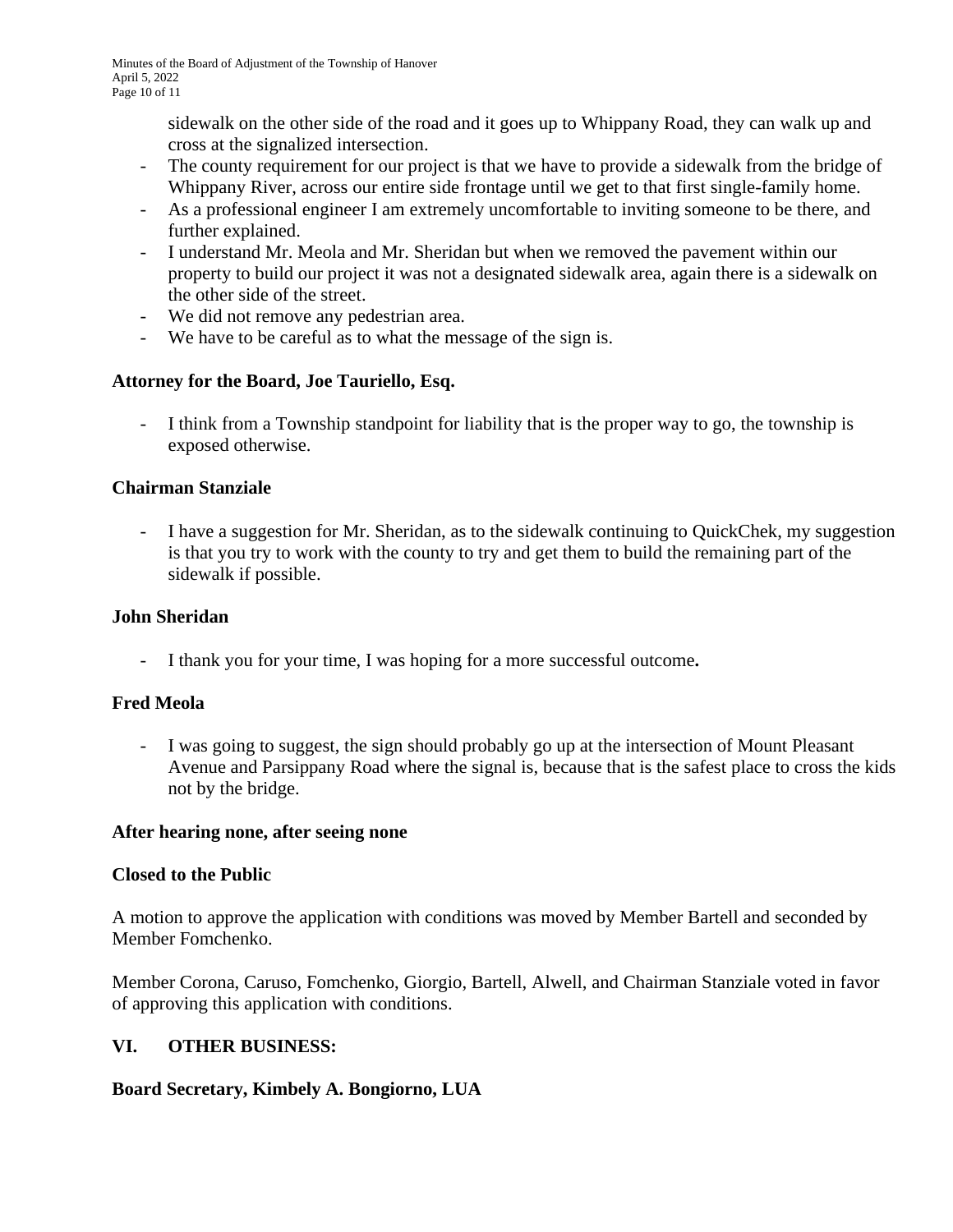sidewalk on the other side of the road and it goes up to Whippany Road, they can walk up and cross at the signalized intersection.
- The county requirement for our project is that we have to provide a sidewalk from the bridge of Whippany River, across our entire side frontage until we get to that first single-family home.
- As a professional engineer I am extremely uncomfortable to inviting someone to be there, and further explained.
- I understand Mr. Meola and Mr. Sheridan but when we removed the pavement within our property to build our project it was not a designated sidewalk area, again there is a sidewalk on the other side of the street.
- We did not remove any pedestrian area.
- We have to be careful as to what the message of the sign is.

**Attorney for the Board, Joe Tauriello, Esq.**

- I think from a Township standpoint for liability that is the proper way to go, the township is exposed otherwise.

**Chairman Stanziale**

- I have a suggestion for Mr. Sheridan, as to the sidewalk continuing to QuickChek, my suggestion is that you try to work with the county to try and get them to build the remaining part of the sidewalk if possible.

**John Sheridan**

- I thank you for your time, I was hoping for a more successful outcome**.**

**Fred Meola**

- I was going to suggest, the sign should probably go up at the intersection of Mount Pleasant Avenue and Parsippany Road where the signal is, because that is the safest place to cross the kids not by the bridge.

**After hearing none, after seeing none**

**Closed to the Public**

A motion to approve the application with conditions was moved by Member Bartell and seconded by Member Fomchenko.

Member Corona, Caruso, Fomchenko, Giorgio, Bartell, Alwell, and Chairman Stanziale voted in favor of approving this application with conditions.

## VI. OTHER BUSINESS:

**Board Secretary, Kimbely A. Bongiorno, LUA**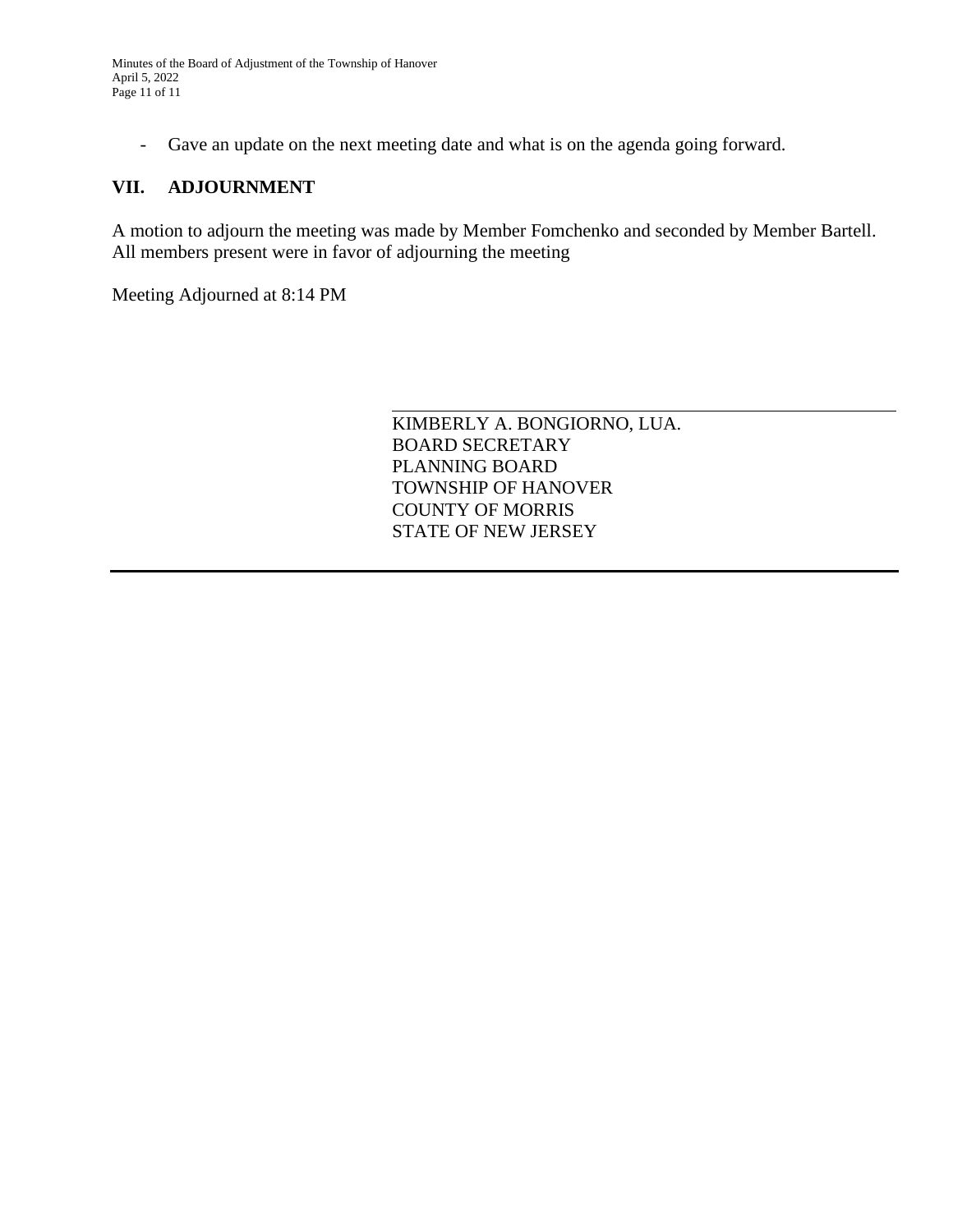- Gave an update on the next meeting date and what is on the agenda going forward.

## VII. ADJOURNMENT

A motion to adjourn the meeting was made by Member Fomchenko and seconded by Member Bartell. All members present were in favor of adjourning the meeting

Meeting Adjourned at 8:14 PM

KIMBERLY A. BONGIORNO, LUA.
BOARD SECRETARY
PLANNING BOARD
TOWNSHIP OF HANOVER
COUNTY OF MORRIS
STATE OF NEW JERSEY